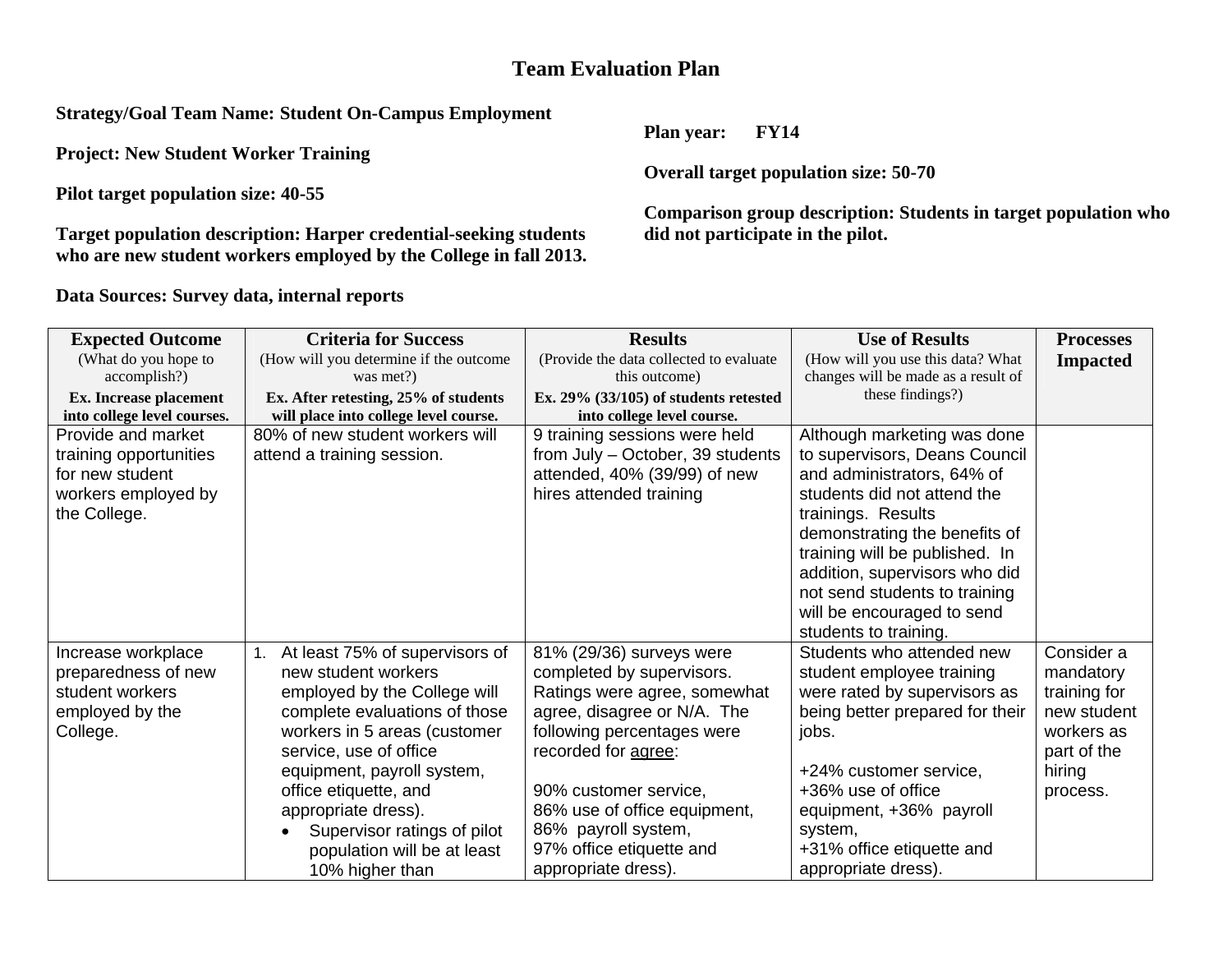# Team Evaluation Plan

**Strategy/Goal Team Name: Student On-Campus Employment**

**Project: New Student Worker Training**

**Pilot target population size: 40-55**

**Target population description: Harper credential-seeking students who are new student workers employed by the College in fall 2013.**

**Data Sources: Survey data, internal reports**

**Plan year: FY14**

**Overall target population size: 50-70**

**Comparison group description: Students in target population who did not participate in the pilot.**

| **Expected Outcome** (What do you hope to accomplish?) **Ex. Increase placement into college level courses.** | **Criteria for Success** (How will you determine if the outcome was met?) **Ex. After retesting, 25% of students will place into college level course.** | **Results** (Provide the data collected to evaluate this outcome) **Ex. 29% (33/105) of students retested into college level course.** | **Use of Results** (How will you use this data? What changes will be made as a result of these findings?) | **Processes Impacted** |
|---|---|---|---|---|
| Provide and market training opportunities for new student workers employed by the College. | 80% of new student workers will attend a training session. | 9 training sessions were held from July – October, 39 students attended, 40% (39/99) of new hires attended training | Although marketing was done to supervisors, Deans Council and administrators, 64% of students did not attend the trainings. Results demonstrating the benefits of training will be published. In addition, supervisors who did not send students to training will be encouraged to send students to training. | |
| Increase workplace preparedness of new student workers employed by the College. | 1. At least 75% of supervisors of new student workers employed by the College will complete evaluations of those workers in 5 areas (customer service, use of office equipment, payroll system, office etiquette, and appropriate dress).<br>• Supervisor ratings of pilot population will be at least 10% higher than | 81% (29/36) surveys were completed by supervisors. Ratings were agree, somewhat agree, disagree or N/A. The following percentages were recorded for <u>agree</u>:<br><br>90% customer service,<br>86% use of office equipment,<br>86% payroll system,<br>97% office etiquette and appropriate dress). | Students who attended new student employee training were rated by supervisors as being better prepared for their jobs.<br><br>+24% customer service,<br>+36% use of office equipment, +36% payroll system,<br>+31% office etiquette and appropriate dress). | Consider a mandatory training for new student workers as part of the hiring process. |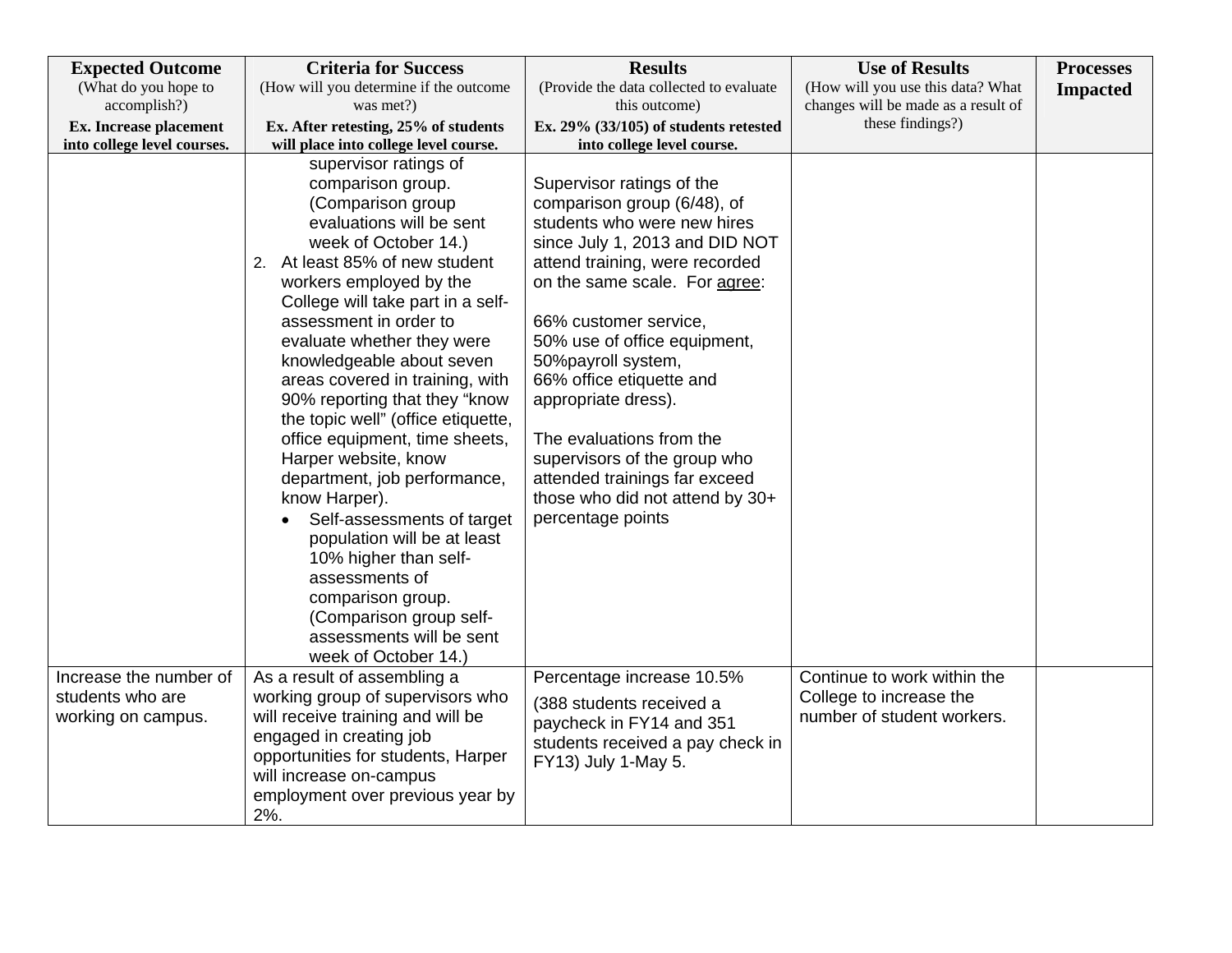| Expected Outcome (What do you hope to accomplish?) **Ex. Increase placement into college level courses.** | Criteria for Success (How will you determine if the outcome was met?) **Ex. After retesting, 25% of students will place into college level course.** | Results (Provide the data collected to evaluate this outcome) **Ex. 29% (33/105) of students retested into college level course.** | Use of Results (How will you use this data? What changes will be made as a result of these findings?) | Processes Impacted |
|---|---|---|---|---|
| | supervisor ratings of comparison group. (Comparison group evaluations will be sent week of October 14.)<br>2. At least 85% of new student workers employed by the College will take part in a self-assessment in order to evaluate whether they were knowledgeable about seven areas covered in training, with 90% reporting that they "know the topic well" (office etiquette, office equipment, time sheets, Harper website, know department, job performance, know Harper).<br>• Self-assessments of target population will be at least 10% higher than self-assessments of comparison group. (Comparison group self-assessments will be sent week of October 14.) | Supervisor ratings of the comparison group (6/48), of students who were new hires since July 1, 2013 and DID NOT attend training, were recorded on the same scale. For agree:<br><br>66% customer service,<br>50% use of office equipment,<br>50%payroll system,<br>66% office etiquette and appropriate dress).<br><br>The evaluations from the supervisors of the group who attended trainings far exceed those who did not attend by 30+ percentage points | | |
| Increase the number of students who are working on campus. | As a result of assembling a working group of supervisors who will receive training and will be engaged in creating job opportunities for students, Harper will increase on-campus employment over previous year by 2%. | Percentage increase 10.5%<br>(388 students received a paycheck in FY14 and 351 students received a pay check in FY13) July 1-May 5. | Continue to work within the College to increase the number of student workers. | |